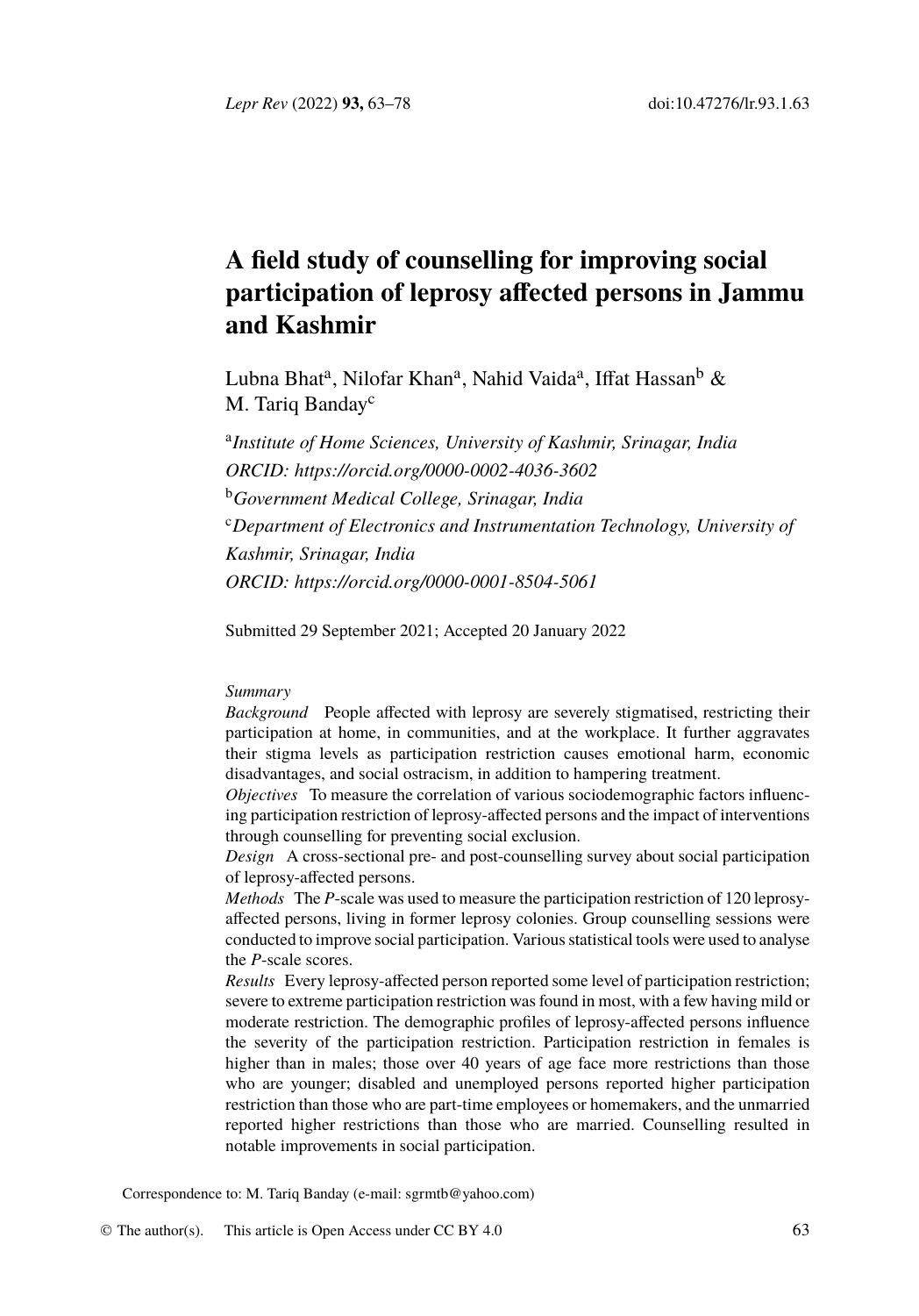# A field study of counselling for improving social participation of leprosy affected persons in Jammu and Kashmir

Lubna Bhat[a], Nilofar Khan[a], Nahid Vaida[a], Iffat Hassan[b] & M. Tariq Banday[c]

[a]*Institute of Home Sciences, University of Kashmir, Srinagar, India*
*ORCID: https://orcid.org/0000-0002-4036-3602*
[b]*Government Medical College, Srinagar, India*
[c]*Department of Electronics and Instrumentation Technology, University of Kashmir, Srinagar, India*
*ORCID: https://orcid.org/0000-0001-8504-5061*

Submitted 29 September 2021; Accepted 20 January 2022

*Summary*

*Background* People affected with leprosy are severely stigmatised, restricting their participation at home, in communities, and at the workplace. It further aggravates their stigma levels as participation restriction causes emotional harm, economic disadvantages, and social ostracism, in addition to hampering treatment.

*Objectives* To measure the correlation of various sociodemographic factors influencing participation restriction of leprosy-affected persons and the impact of interventions through counselling for preventing social exclusion.

*Design* A cross-sectional pre- and post-counselling survey about social participation of leprosy-affected persons.

*Methods* The *P*-scale was used to measure the participation restriction of 120 leprosy-affected persons, living in former leprosy colonies. Group counselling sessions were conducted to improve social participation. Various statistical tools were used to analyse the *P*-scale scores.

*Results* Every leprosy-affected person reported some level of participation restriction; severe to extreme participation restriction was found in most, with a few having mild or moderate restriction. The demographic profiles of leprosy-affected persons influence the severity of the participation restriction. Participation restriction in females is higher than in males; those over 40 years of age face more restrictions than those who are younger; disabled and unemployed persons reported higher participation restriction than those who are part-time employees or homemakers, and the unmarried reported higher restrictions than those who are married. Counselling resulted in notable improvements in social participation.

Correspondence to: M. Tariq Banday (e-mail: sgrmtb@yahoo.com)

© The author(s). This article is Open Access under CC BY 4.0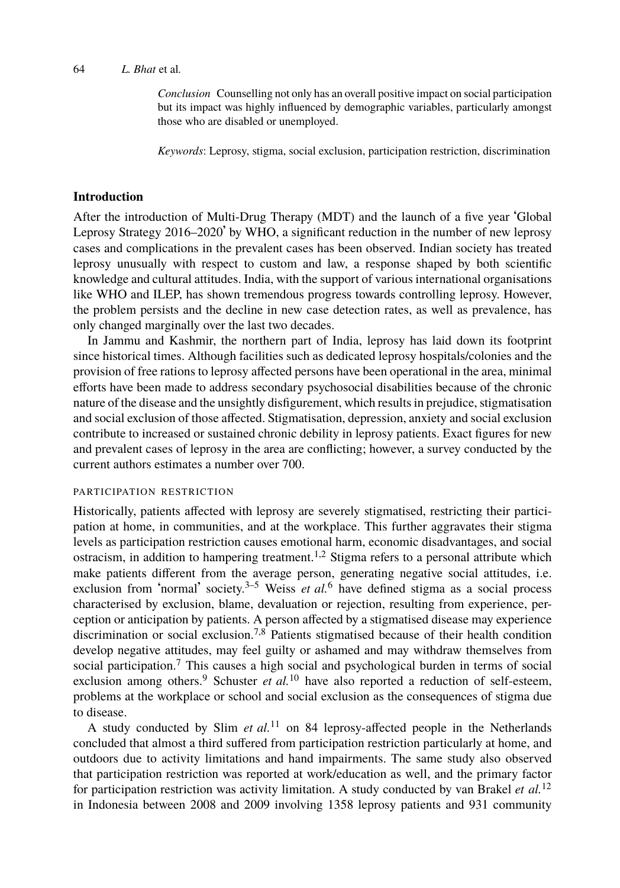*Conclusion* Counselling not only has an overall positive impact on social participation but its impact was highly influenced by demographic variables, particularly amongst those who are disabled or unemployed.

*Keywords*: Leprosy, stigma, social exclusion, participation restriction, discrimination

## Introduction

After the introduction of Multi-Drug Therapy (MDT) and the launch of a five year 'Global Leprosy Strategy 2016–2020' by WHO, a significant reduction in the number of new leprosy cases and complications in the prevalent cases has been observed. Indian society has treated leprosy unusually with respect to custom and law, a response shaped by both scientific knowledge and cultural attitudes. India, with the support of various international organisations like WHO and ILEP, has shown tremendous progress towards controlling leprosy. However, the problem persists and the decline in new case detection rates, as well as prevalence, has only changed marginally over the last two decades.

In Jammu and Kashmir, the northern part of India, leprosy has laid down its footprint since historical times. Although facilities such as dedicated leprosy hospitals/colonies and the provision of free rations to leprosy affected persons have been operational in the area, minimal efforts have been made to address secondary psychosocial disabilities because of the chronic nature of the disease and the unsightly disfigurement, which results in prejudice, stigmatisation and social exclusion of those affected. Stigmatisation, depression, anxiety and social exclusion contribute to increased or sustained chronic debility in leprosy patients. Exact figures for new and prevalent cases of leprosy in the area are conflicting; however, a survey conducted by the current authors estimates a number over 700.

### PARTICIPATION RESTRICTION

Historically, patients affected with leprosy are severely stigmatised, restricting their participation at home, in communities, and at the workplace. This further aggravates their stigma levels as participation restriction causes emotional harm, economic disadvantages, and social ostracism, in addition to hampering treatment.[1,2] Stigma refers to a personal attribute which make patients different from the average person, generating negative social attitudes, i.e. exclusion from 'normal' society.[3–5] Weiss *et al.*[6] have defined stigma as a social process characterised by exclusion, blame, devaluation or rejection, resulting from experience, perception or anticipation by patients. A person affected by a stigmatised disease may experience discrimination or social exclusion.[7,8] Patients stigmatised because of their health condition develop negative attitudes, may feel guilty or ashamed and may withdraw themselves from social participation.[7] This causes a high social and psychological burden in terms of social exclusion among others.[9] Schuster *et al.*[10] have also reported a reduction of self-esteem, problems at the workplace or school and social exclusion as the consequences of stigma due to disease.

A study conducted by Slim *et al.*[11] on 84 leprosy-affected people in the Netherlands concluded that almost a third suffered from participation restriction particularly at home, and outdoors due to activity limitations and hand impairments. The same study also observed that participation restriction was reported at work/education as well, and the primary factor for participation restriction was activity limitation. A study conducted by van Brakel *et al.*[12] in Indonesia between 2008 and 2009 involving 1358 leprosy patients and 931 community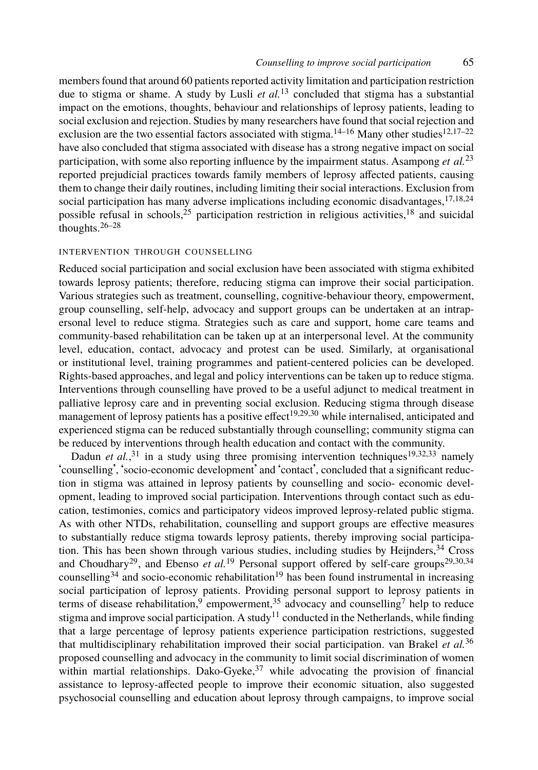members found that around 60 patients reported activity limitation and participation restriction due to stigma or shame. A study by Lusli *et al.*[13] concluded that stigma has a substantial impact on the emotions, thoughts, behaviour and relationships of leprosy patients, leading to social exclusion and rejection. Studies by many researchers have found that social rejection and exclusion are the two essential factors associated with stigma.[14–16] Many other studies[12,17–22] have also concluded that stigma associated with disease has a strong negative impact on social participation, with some also reporting influence by the impairment status. Asampong *et al.*[23] reported prejudicial practices towards family members of leprosy affected patients, causing them to change their daily routines, including limiting their social interactions. Exclusion from social participation has many adverse implications including economic disadvantages,[17,18,24] possible refusal in schools,[25] participation restriction in religious activities,[18] and suicidal thoughts.[26–28]

## INTERVENTION THROUGH COUNSELLING

Reduced social participation and social exclusion have been associated with stigma exhibited towards leprosy patients; therefore, reducing stigma can improve their social participation. Various strategies such as treatment, counselling, cognitive-behaviour theory, empowerment, group counselling, self-help, advocacy and support groups can be undertaken at an intrapersonal level to reduce stigma. Strategies such as care and support, home care teams and community-based rehabilitation can be taken up at an interpersonal level. At the community level, education, contact, advocacy and protest can be used. Similarly, at organisational or institutional level, training programmes and patient-centered policies can be developed. Rights-based approaches, and legal and policy interventions can be taken up to reduce stigma. Interventions through counselling have proved to be a useful adjunct to medical treatment in palliative leprosy care and in preventing social exclusion. Reducing stigma through disease management of leprosy patients has a positive effect[19,29,30] while internalised, anticipated and experienced stigma can be reduced substantially through counselling; community stigma can be reduced by interventions through health education and contact with the community.

Dadun *et al.*,[31] in a study using three promising intervention techniques[19,32,33] namely 'counselling', 'socio-economic development' and 'contact', concluded that a significant reduction in stigma was attained in leprosy patients by counselling and socio- economic development, leading to improved social participation. Interventions through contact such as education, testimonies, comics and participatory videos improved leprosy-related public stigma. As with other NTDs, rehabilitation, counselling and support groups are effective measures to substantially reduce stigma towards leprosy patients, thereby improving social participation. This has been shown through various studies, including studies by Heijnders,[34] Cross and Choudhary[29], and Ebenso *et al.*[19] Personal support offered by self-care groups[29,30,34] counselling[34] and socio-economic rehabilitation[19] has been found instrumental in increasing social participation of leprosy patients. Providing personal support to leprosy patients in terms of disease rehabilitation,[9] empowerment,[35] advocacy and counselling[7] help to reduce stigma and improve social participation. A study[11] conducted in the Netherlands, while finding that a large percentage of leprosy patients experience participation restrictions, suggested that multidisciplinary rehabilitation improved their social participation. van Brakel *et al.*[36] proposed counselling and advocacy in the community to limit social discrimination of women within martial relationships. Dako-Gyeke,[37] while advocating the provision of financial assistance to leprosy-affected people to improve their economic situation, also suggested psychosocial counselling and education about leprosy through campaigns, to improve social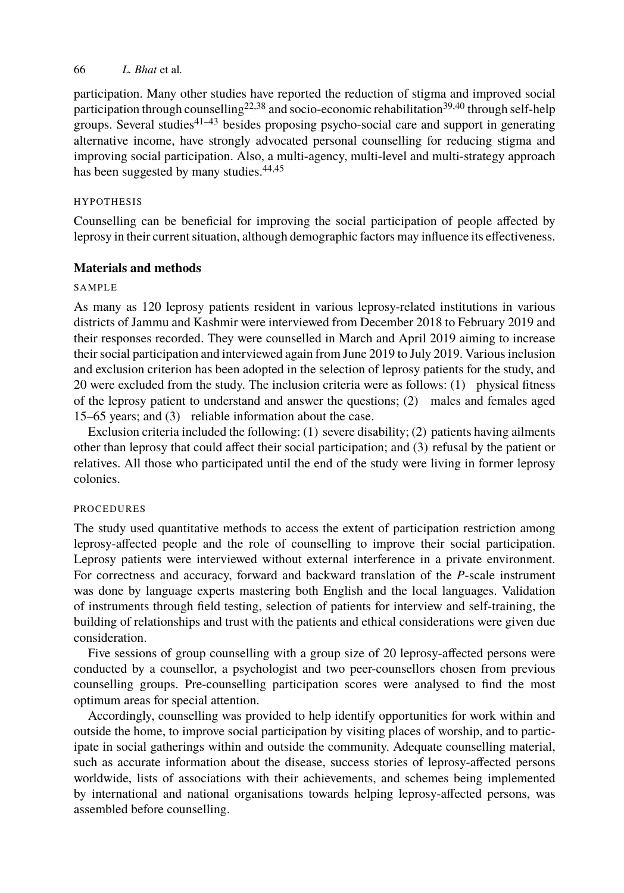participation. Many other studies have reported the reduction of stigma and improved social participation through counselling[22,38] and socio-economic rehabilitation[39,40] through self-help groups. Several studies[41–43] besides proposing psycho-social care and support in generating alternative income, have strongly advocated personal counselling for reducing stigma and improving social participation. Also, a multi-agency, multi-level and multi-strategy approach has been suggested by many studies.[44,45]

### HYPOTHESIS

Counselling can be beneficial for improving the social participation of people affected by leprosy in their current situation, although demographic factors may influence its effectiveness.

## Materials and methods

### SAMPLE

As many as 120 leprosy patients resident in various leprosy-related institutions in various districts of Jammu and Kashmir were interviewed from December 2018 to February 2019 and their responses recorded. They were counselled in March and April 2019 aiming to increase their social participation and interviewed again from June 2019 to July 2019. Various inclusion and exclusion criterion has been adopted in the selection of leprosy patients for the study, and 20 were excluded from the study. The inclusion criteria were as follows: (1) physical fitness of the leprosy patient to understand and answer the questions; (2) males and females aged 15–65 years; and (3) reliable information about the case.

Exclusion criteria included the following: (1) severe disability; (2) patients having ailments other than leprosy that could affect their social participation; and (3) refusal by the patient or relatives. All those who participated until the end of the study were living in former leprosy colonies.

### PROCEDURES

The study used quantitative methods to access the extent of participation restriction among leprosy-affected people and the role of counselling to improve their social participation. Leprosy patients were interviewed without external interference in a private environment. For correctness and accuracy, forward and backward translation of the *P*-scale instrument was done by language experts mastering both English and the local languages. Validation of instruments through field testing, selection of patients for interview and self-training, the building of relationships and trust with the patients and ethical considerations were given due consideration.

Five sessions of group counselling with a group size of 20 leprosy-affected persons were conducted by a counsellor, a psychologist and two peer-counsellors chosen from previous counselling groups. Pre-counselling participation scores were analysed to find the most optimum areas for special attention.

Accordingly, counselling was provided to help identify opportunities for work within and outside the home, to improve social participation by visiting places of worship, and to participate in social gatherings within and outside the community. Adequate counselling material, such as accurate information about the disease, success stories of leprosy-affected persons worldwide, lists of associations with their achievements, and schemes being implemented by international and national organisations towards helping leprosy-affected persons, was assembled before counselling.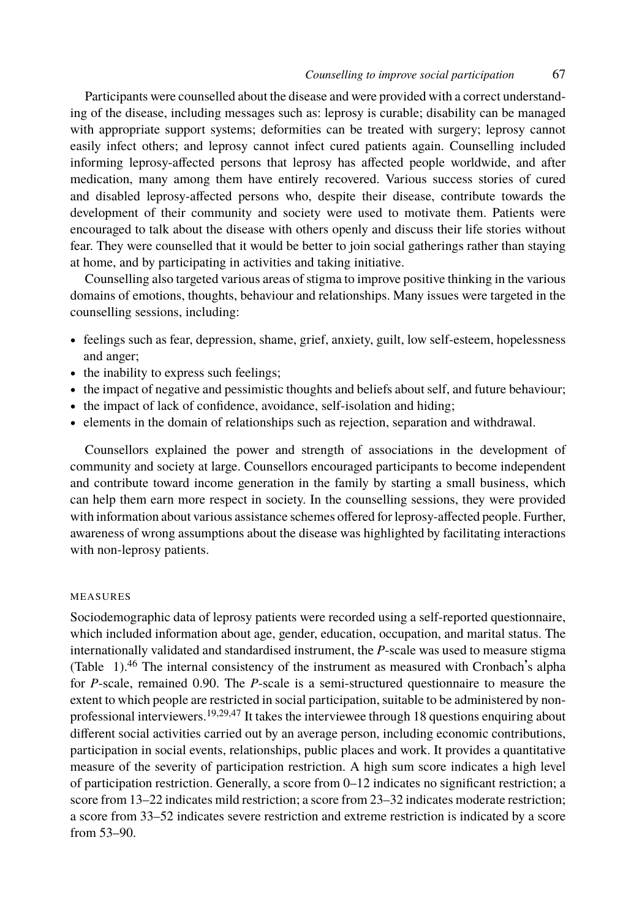Participants were counselled about the disease and were provided with a correct understanding of the disease, including messages such as: leprosy is curable; disability can be managed with appropriate support systems; deformities can be treated with surgery; leprosy cannot easily infect others; and leprosy cannot infect cured patients again. Counselling included informing leprosy-affected persons that leprosy has affected people worldwide, and after medication, many among them have entirely recovered. Various success stories of cured and disabled leprosy-affected persons who, despite their disease, contribute towards the development of their community and society were used to motivate them. Patients were encouraged to talk about the disease with others openly and discuss their life stories without fear. They were counselled that it would be better to join social gatherings rather than staying at home, and by participating in activities and taking initiative.

Counselling also targeted various areas of stigma to improve positive thinking in the various domains of emotions, thoughts, behaviour and relationships. Many issues were targeted in the counselling sessions, including:

- feelings such as fear, depression, shame, grief, anxiety, guilt, low self-esteem, hopelessness and anger;
- the inability to express such feelings;
- the impact of negative and pessimistic thoughts and beliefs about self, and future behaviour;
- the impact of lack of confidence, avoidance, self-isolation and hiding;
- elements in the domain of relationships such as rejection, separation and withdrawal.

Counsellors explained the power and strength of associations in the development of community and society at large. Counsellors encouraged participants to become independent and contribute toward income generation in the family by starting a small business, which can help them earn more respect in society. In the counselling sessions, they were provided with information about various assistance schemes offered for leprosy-affected people. Further, awareness of wrong assumptions about the disease was highlighted by facilitating interactions with non-leprosy patients.

### MEASURES

Sociodemographic data of leprosy patients were recorded using a self-reported questionnaire, which included information about age, gender, education, occupation, and marital status. The internationally validated and standardised instrument, the *P*-scale was used to measure stigma (Table 1).[46] The internal consistency of the instrument as measured with Cronbach's alpha for *P*-scale, remained 0.90. The *P*-scale is a semi-structured questionnaire to measure the extent to which people are restricted in social participation, suitable to be administered by non-professional interviewers.[19,29,47] It takes the interviewee through 18 questions enquiring about different social activities carried out by an average person, including economic contributions, participation in social events, relationships, public places and work. It provides a quantitative measure of the severity of participation restriction. A high sum score indicates a high level of participation restriction. Generally, a score from 0–12 indicates no significant restriction; a score from 13–22 indicates mild restriction; a score from 23–32 indicates moderate restriction; a score from 33–52 indicates severe restriction and extreme restriction is indicated by a score from 53–90.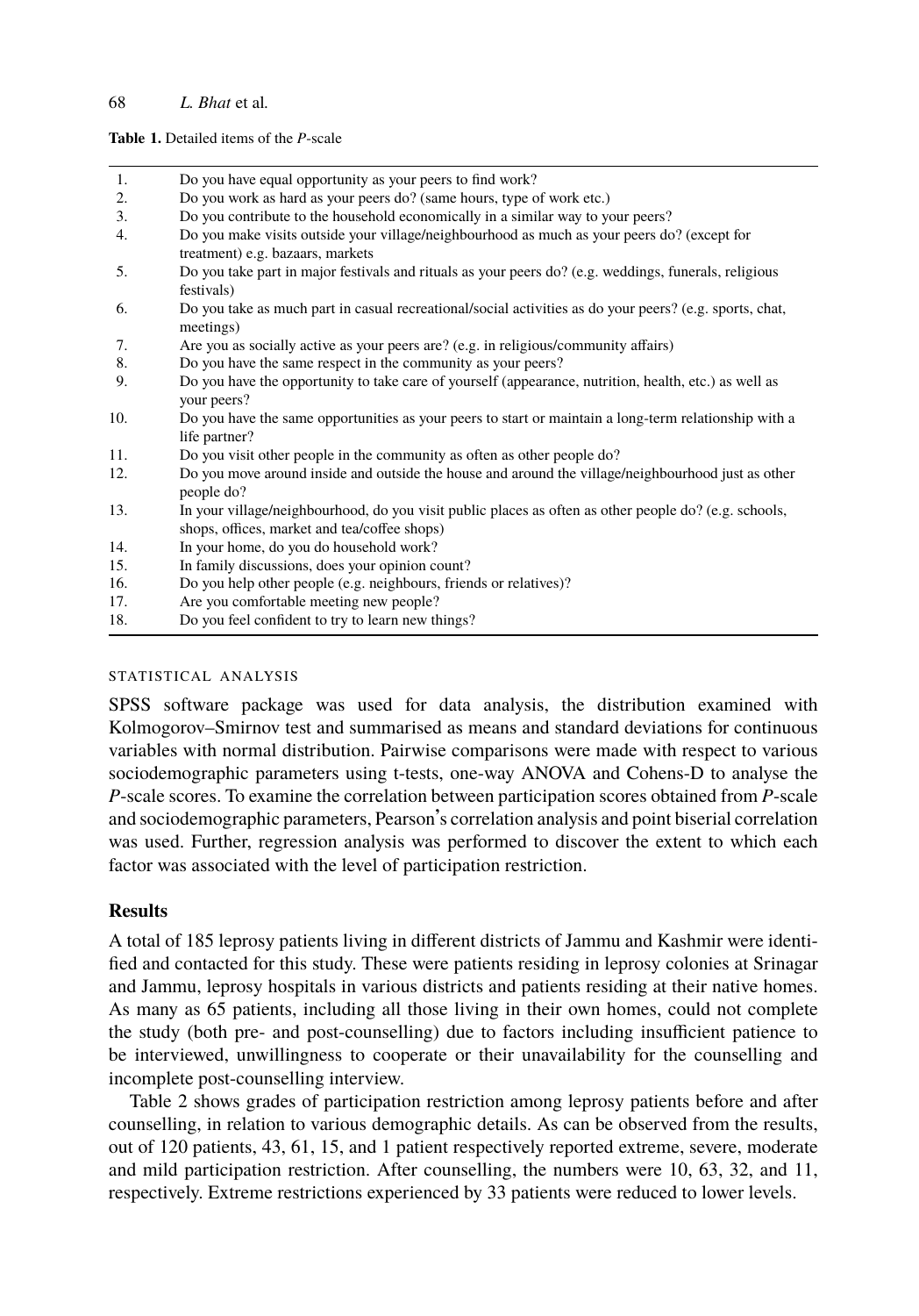**Table 1.** Detailed items of the *P*-scale

| | |
|---|---|
| 1. | Do you have equal opportunity as your peers to find work? |
| 2. | Do you work as hard as your peers do? (same hours, type of work etc.) |
| 3. | Do you contribute to the household economically in a similar way to your peers? |
| 4. | Do you make visits outside your village/neighbourhood as much as your peers do? (except for treatment) e.g. bazaars, markets |
| 5. | Do you take part in major festivals and rituals as your peers do? (e.g. weddings, funerals, religious festivals) |
| 6. | Do you take as much part in casual recreational/social activities as do your peers? (e.g. sports, chat, meetings) |
| 7. | Are you as socially active as your peers are? (e.g. in religious/community affairs) |
| 8. | Do you have the same respect in the community as your peers? |
| 9. | Do you have the opportunity to take care of yourself (appearance, nutrition, health, etc.) as well as your peers? |
| 10. | Do you have the same opportunities as your peers to start or maintain a long-term relationship with a life partner? |
| 11. | Do you visit other people in the community as often as other people do? |
| 12. | Do you move around inside and outside the house and around the village/neighbourhood just as other people do? |
| 13. | In your village/neighbourhood, do you visit public places as often as other people do? (e.g. schools, shops, offices, market and tea/coffee shops) |
| 14. | In your home, do you do household work? |
| 15. | In family discussions, does your opinion count? |
| 16. | Do you help other people (e.g. neighbours, friends or relatives)? |
| 17. | Are you comfortable meeting new people? |
| 18. | Do you feel confident to try to learn new things? |

### STATISTICAL ANALYSIS

SPSS software package was used for data analysis, the distribution examined with Kolmogorov–Smirnov test and summarised as means and standard deviations for continuous variables with normal distribution. Pairwise comparisons were made with respect to various sociodemographic parameters using t-tests, one-way ANOVA and Cohens-D to analyse the *P*-scale scores. To examine the correlation between participation scores obtained from *P*-scale and sociodemographic parameters, Pearson's correlation analysis and point biserial correlation was used. Further, regression analysis was performed to discover the extent to which each factor was associated with the level of participation restriction.

## Results

A total of 185 leprosy patients living in different districts of Jammu and Kashmir were identified and contacted for this study. These were patients residing in leprosy colonies at Srinagar and Jammu, leprosy hospitals in various districts and patients residing at their native homes. As many as 65 patients, including all those living in their own homes, could not complete the study (both pre- and post-counselling) due to factors including insufficient patience to be interviewed, unwillingness to cooperate or their unavailability for the counselling and incomplete post-counselling interview.

Table 2 shows grades of participation restriction among leprosy patients before and after counselling, in relation to various demographic details. As can be observed from the results, out of 120 patients, 43, 61, 15, and 1 patient respectively reported extreme, severe, moderate and mild participation restriction. After counselling, the numbers were 10, 63, 32, and 11, respectively. Extreme restrictions experienced by 33 patients were reduced to lower levels.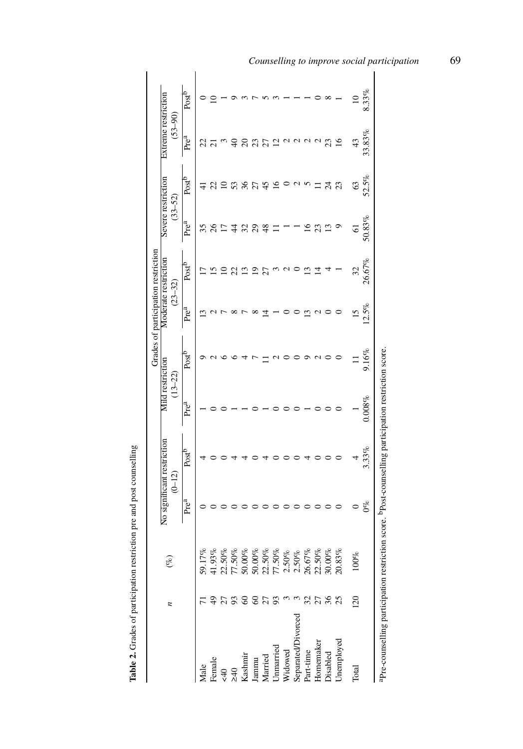**Table 2.** Grades of participation restriction pre and post counselling

| | *n* | (%) | Grades of participation restriction | | | | | | | | | |
|---|---|---|---|---|---|---|---|---|---|---|---|---|
| | | | No significant restriction (0–12) | | Mild restriction (13–22) | | Moderate restriction (23–32) | | Severe restriction (33–52) | | Extreme restriction (53–90) | |
| | | | Pre[a] | Post[b] | Pre[a] | Post[b] | Pre[a] | Post[b] | Pre[a] | Post[b] | Pre[a] | Post[b] |
| Male | 71 | 59.17% | 0 | 4 | 1 | 9 | 13 | 17 | 35 | 41 | 22 | 0 |
| Female | 49 | 41.93% | 0 | 0 | 0 | 2 | 2 | 15 | 26 | 22 | 21 | 10 |
| <40 | 27 | 22.50% | 0 | 0 | 0 | 6 | 7 | 10 | 17 | 10 | 3 | 1 |
| ≥40 | 93 | 77.50% | 0 | 4 | 1 | 6 | 8 | 22 | 44 | 53 | 40 | 9 |
| Kashmir | 60 | 50.00% | 0 | 4 | 1 | 4 | 7 | 13 | 32 | 36 | 20 | 3 |
| Jammu | 60 | 50.00% | 0 | 0 | 0 | 7 | 8 | 19 | 29 | 27 | 23 | 7 |
| Married | 27 | 22.50% | 0 | 4 | 1 | 11 | 14 | 27 | 48 | 45 | 27 | 5 |
| Unmarried | 93 | 77.50% | 0 | 0 | 0 | 2 | 1 | 3 | 11 | 16 | 12 | 3 |
| Widowed | 3 | 2.50% | 0 | 0 | 0 | 0 | 0 | 2 | 1 | 0 | 2 | 1 |
| Separated/Divorced | 3 | 2.50% | 0 | 0 | 0 | 0 | 0 | 0 | 1 | 2 | 2 | 1 |
| Part-time | 32 | 26.67% | 0 | 4 | 1 | 9 | 13 | 13 | 16 | 5 | 2 | 1 |
| Homemaker | 27 | 22.50% | 0 | 0 | 0 | 2 | 2 | 14 | 23 | 11 | 2 | 0 |
| Disabled | 36 | 30.00% | 0 | 0 | 0 | 0 | 0 | 4 | 13 | 24 | 23 | 8 |
| Unemployed | 25 | 20.83% | 0 | 0 | 0 | 0 | 0 | 1 | 9 | 23 | 16 | 1 |
| Total | 120 | 100% | 0<br>0% | 4<br>3.33% | 1<br>0.008% | 11<br>9.16% | 15<br>12.5% | 32<br>26.67% | 61<br>50.83% | 63<br>52.5% | 43<br>33.83% | 10<br>8.33% |

[a]Pre-counselling participation restriction score. [b]Post-counselling participation restriction score.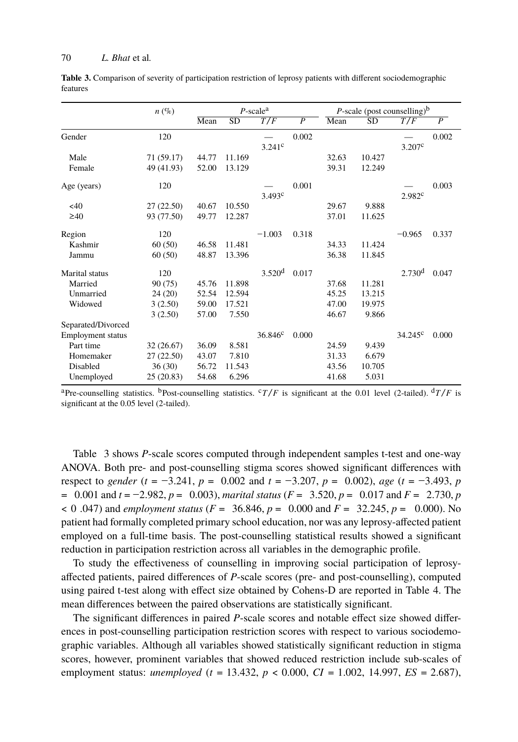**Table 3.** Comparison of severity of participation restriction of leprosy patients with different sociodemographic features

| | $n$ (%) | $P$-scale[a] | | | | $P$-scale (post counselling)[b] | | | |
|---|---|---|---|---|---|---|---|---|---|
| | | Mean | SD | $T/F$ | $P$ | Mean | SD | $T/F$ | $P$ |
| Gender | 120 | | | —<br>3.241[c] | 0.002 | | | —<br>3.207[c] | 0.002 |
| Male | 71 (59.17) | 44.77 | 11.169 | | | 32.63 | 10.427 | | |
| Female | 49 (41.93) | 52.00 | 13.129 | | | 39.31 | 12.249 | | |
| Age (years) | 120 | | | —<br>3.493[c] | 0.001 | | | —<br>2.982[c] | 0.003 |
| <40 | 27 (22.50) | 40.67 | 10.550 | | | 29.67 | 9.888 | | |
| ≥40 | 93 (77.50) | 49.77 | 12.287 | | | 37.01 | 11.625 | | |
| Region | 120 | | | −1.003 | 0.318 | | | −0.965 | 0.337 |
| Kashmir | 60 (50) | 46.58 | 11.481 | | | 34.33 | 11.424 | | |
| Jammu | 60 (50) | 48.87 | 13.396 | | | 36.38 | 11.845 | | |
| Marital status | 120 | | | 3.520[d] | 0.017 | | | 2.730[d] | 0.047 |
| Married | 90 (75) | 45.76 | 11.898 | | | 37.68 | 11.281 | | |
| Unmarried | 24 (20) | 52.54 | 12.594 | | | 45.25 | 13.215 | | |
| Widowed | 3 (2.50) | 59.00 | 17.521 | | | 47.00 | 19.975 | | |
| Separated/Divorced | 3 (2.50) | 57.00 | 7.550 | | | 46.67 | 9.866 | | |
| Employment status | | | | 36.846[c] | 0.000 | | | 34.245[c] | 0.000 |
| Part time | 32 (26.67) | 36.09 | 8.581 | | | 24.59 | 9.439 | | |
| Homemaker | 27 (22.50) | 43.07 | 7.810 | | | 31.33 | 6.679 | | |
| Disabled | 36 (30) | 56.72 | 11.543 | | | 43.56 | 10.705 | | |
| Unemployed | 25 (20.83) | 54.68 | 6.296 | | | 41.68 | 5.031 | | |

[a]Pre-counselling statistics. [b]Post-counselling statistics. [c]$T/F$ is significant at the 0.01 level (2-tailed). [d]$T/F$ is significant at the 0.05 level (2-tailed).

Table 3 shows *P*-scale scores computed through independent samples t-test and one-way ANOVA. Both pre- and post-counselling stigma scores showed significant differences with respect to *gender* ($t = -3.241$, $p = 0.002$ and $t = -3.207$, $p = 0.002$), *age* ($t = -3.493$, $p = 0.001$ and $t = -2.982$, $p = 0.003$), *marital status* ($F = 3.520$, $p = 0.017$ and $F = 2.730$, $p < 0.047$) and *employment status* ($F = 36.846$, $p = 0.000$ and $F = 32.245$, $p = 0.000$). No patient had formally completed primary school education, nor was any leprosy-affected patient employed on a full-time basis. The post-counselling statistical results showed a significant reduction in participation restriction across all variables in the demographic profile.

To study the effectiveness of counselling in improving social participation of leprosy-affected patients, paired differences of *P*-scale scores (pre- and post-counselling), computed using paired t-test along with effect size obtained by Cohens-D are reported in Table 4. The mean differences between the paired observations are statistically significant.

The significant differences in paired *P*-scale scores and notable effect size showed differences in post-counselling participation restriction scores with respect to various sociodemographic variables. Although all variables showed statistically significant reduction in stigma scores, however, prominent variables that showed reduced restriction include sub-scales of employment status: *unemployed* ($t = 13.432$, $p < 0.000$, $CI = 1.002$, $14.997$, $ES = 2.687$),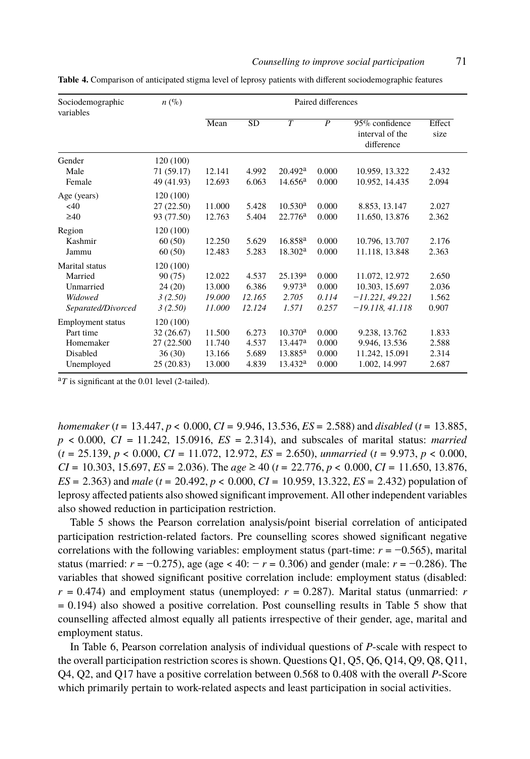**Table 4.** Comparison of anticipated stigma level of leprosy patients with different sociodemographic features

| Sociodemographic variables | n (%) | Paired differences | | | | | |
|---|---|---|---|---|---|---|---|
| | | Mean | SD | T | P | 95% confidence interval of the difference | Effect size |
| Gender | 120 (100) | | | | | | |
| Male | 71 (59.17) | 12.141 | 4.992 | 20.492[a] | 0.000 | 10.959, 13.322 | 2.432 |
| Female | 49 (41.93) | 12.693 | 6.063 | 14.656[a] | 0.000 | 10.952, 14.435 | 2.094 |
| Age (years) | 120 (100) | | | | | | |
| <40 | 27 (22.50) | 11.000 | 5.428 | 10.530[a] | 0.000 | 8.853, 13.147 | 2.027 |
| ≥40 | 93 (77.50) | 12.763 | 5.404 | 22.776[a] | 0.000 | 11.650, 13.876 | 2.362 |
| Region | 120 (100) | | | | | | |
| Kashmir | 60 (50) | 12.250 | 5.629 | 16.858[a] | 0.000 | 10.796, 13.707 | 2.176 |
| Jammu | 60 (50) | 12.483 | 5.283 | 18.302[a] | 0.000 | 11.118, 13.848 | 2.363 |
| Marital status | 120 (100) | | | | | | |
| Married | 90 (75) | 12.022 | 4.537 | 25.139[a] | 0.000 | 11.072, 12.972 | 2.650 |
| Unmarried | 24 (20) | 13.000 | 6.386 | 9.973[a] | 0.000 | 10.303, 15.697 | 2.036 |
| *Widowed* | *3 (2.50)* | *19.000* | *12.165* | *2.705* | *0.114* | *−11.221, 49.221* | 1.562 |
| *Separated/Divorced* | *3 (2.50)* | *11.000* | *12.124* | *1.571* | *0.257* | *−19.118, 41.118* | 0.907 |
| Employment status | 120 (100) | | | | | | |
| Part time | 32 (26.67) | 11.500 | 6.273 | 10.370[a] | 0.000 | 9.238, 13.762 | 1.833 |
| Homemaker | 27 (22.500 | 11.740 | 4.537 | 13.447[a] | 0.000 | 9.946, 13.536 | 2.588 |
| Disabled | 36 (30) | 13.166 | 5.689 | 13.885[a] | 0.000 | 11.242, 15.091 | 2.314 |
| Unemployed | 25 (20.83) | 13.000 | 4.839 | 13.432[a] | 0.000 | 1.002, 14.997 | 2.687 |

[a]*T* is significant at the 0.01 level (2-tailed).

*homemaker* ($t$ = 13.447, $p$ < 0.000, *CI* = 9.946, 13.536, *ES* = 2.588) and *disabled* ($t$ = 13.885, $p$ < 0.000, *CI* = 11.242, 15.0916, *ES* = 2.314), and subscales of marital status: *married* ($t$ = 25.139, $p$ < 0.000, *CI* = 11.072, 12.972, *ES* = 2.650), *unmarried* ($t$ = 9.973, $p$ < 0.000, *CI* = 10.303, 15.697, *ES* = 2.036). The *age* ≥ 40 ($t$ = 22.776, $p$ < 0.000, *CI* = 11.650, 13.876, *ES* = 2.363) and *male* ($t$ = 20.492, $p$ < 0.000, *CI* = 10.959, 13.322, *ES* = 2.432) population of leprosy affected patients also showed significant improvement. All other independent variables also showed reduction in participation restriction.

Table 5 shows the Pearson correlation analysis/point biserial correlation of anticipated participation restriction-related factors. Pre counselling scores showed significant negative correlations with the following variables: employment status (part-time: $r$ = −0.565), marital status (married: $r$ = −0.275), age (age < 40: − $r$ = 0.306) and gender (male: $r$ = −0.286). The variables that showed significant positive correlation include: employment status (disabled: $r$ = 0.474) and employment status (unemployed: $r$ = 0.287). Marital status (unmarried: $r$ = 0.194) also showed a positive correlation. Post counselling results in Table 5 show that counselling affected almost equally all patients irrespective of their gender, age, marital and employment status.

In Table 6, Pearson correlation analysis of individual questions of *P*-scale with respect to the overall participation restriction scores is shown. Questions Q1, Q5, Q6, Q14, Q9, Q8, Q11, Q4, Q2, and Q17 have a positive correlation between 0.568 to 0.408 with the overall *P*-Score which primarily pertain to work-related aspects and least participation in social activities.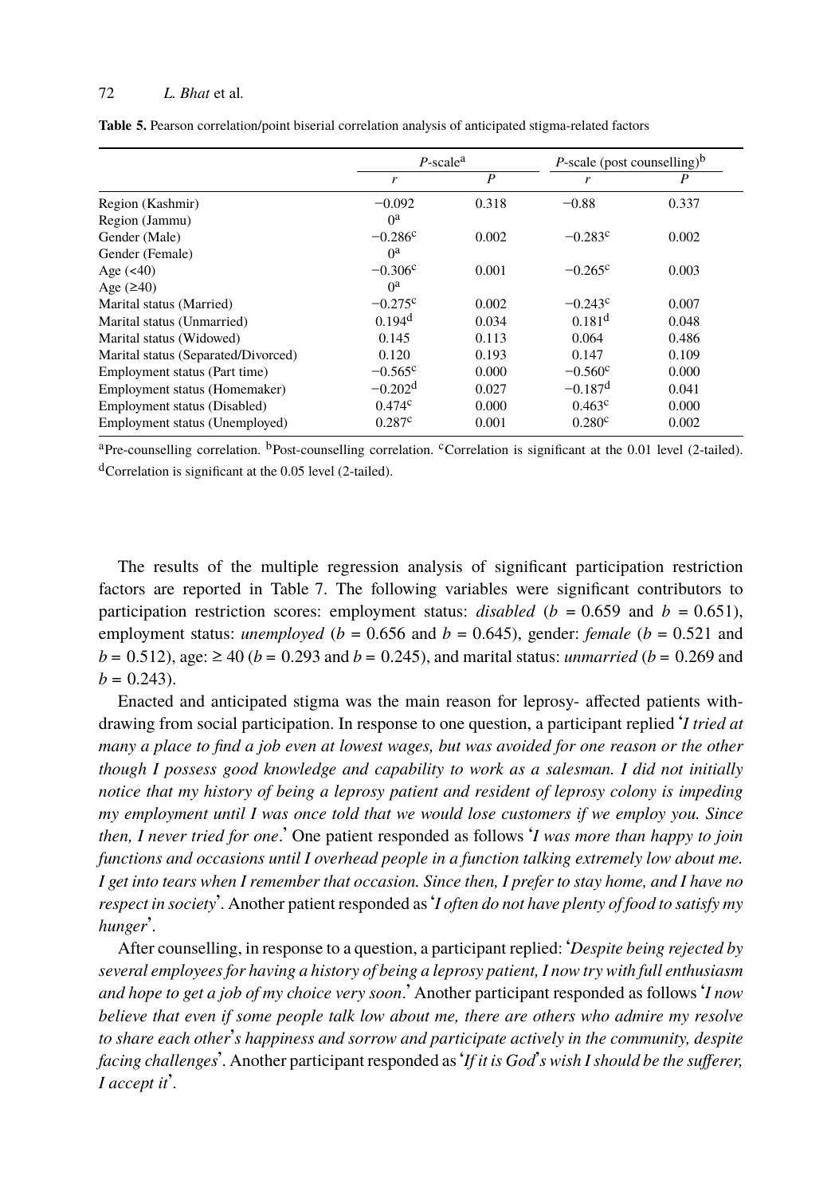**Table 5.** Pearson correlation/point biserial correlation analysis of anticipated stigma-related factors

| | *P*-scale[a] | | *P*-scale (post counselling)[b] | |
|---|---|---|---|---|
| | *r* | *P* | *r* | *P* |
| Region (Kashmir) | −0.092 | 0.318 | −0.88 | 0.337 |
| Region (Jammu) | 0[a] | | | |
| Gender (Male) | −0.286[c] | 0.002 | −0.283[c] | 0.002 |
| Gender (Female) | 0[a] | | | |
| Age (<40) | −0.306[c] | 0.001 | −0.265[c] | 0.003 |
| Age (≥40) | 0[a] | | | |
| Marital status (Married) | −0.275[c] | 0.002 | −0.243[c] | 0.007 |
| Marital status (Unmarried) | 0.194[d] | 0.034 | 0.181[d] | 0.048 |
| Marital status (Widowed) | 0.145 | 0.113 | 0.064 | 0.486 |
| Marital status (Separated/Divorced) | 0.120 | 0.193 | 0.147 | 0.109 |
| Employment status (Part time) | −0.565[c] | 0.000 | −0.560[c] | 0.000 |
| Employment status (Homemaker) | −0.202[d] | 0.027 | −0.187[d] | 0.041 |
| Employment status (Disabled) | 0.474[c] | 0.000 | 0.463[c] | 0.000 |
| Employment status (Unemployed) | 0.287[c] | 0.001 | 0.280[c] | 0.002 |

[a]Pre-counselling correlation. [b]Post-counselling correlation. [c]Correlation is significant at the 0.01 level (2-tailed). [d]Correlation is significant at the 0.05 level (2-tailed).

The results of the multiple regression analysis of significant participation restriction factors are reported in Table 7. The following variables were significant contributors to participation restriction scores: employment status: *disabled* ($b$ = 0.659 and $b$ = 0.651), employment status: *unemployed* ($b$ = 0.656 and $b$ = 0.645), gender: *female* ($b$ = 0.521 and $b$ = 0.512), age: ≥ 40 ($b$ = 0.293 and $b$ = 0.245), and marital status: *unmarried* ($b$ = 0.269 and $b$ = 0.243).

Enacted and anticipated stigma was the main reason for leprosy- affected patients withdrawing from social participation. In response to one question, a participant replied '*I tried at many a place to find a job even at lowest wages, but was avoided for one reason or the other though I possess good knowledge and capability to work as a salesman. I did not initially notice that my history of being a leprosy patient and resident of leprosy colony is impeding my employment until I was once told that we would lose customers if we employ you. Since then, I never tried for one*.' One patient responded as follows '*I was more than happy to join functions and occasions until I overhead people in a function talking extremely low about me. I get into tears when I remember that occasion. Since then, I prefer to stay home, and I have no respect in society*'. Another patient responded as '*I often do not have plenty of food to satisfy my hunger*'.

After counselling, in response to a question, a participant replied: '*Despite being rejected by several employees for having a history of being a leprosy patient, I now try with full enthusiasm and hope to get a job of my choice very soon*.' Another participant responded as follows '*I now believe that even if some people talk low about me, there are others who admire my resolve to share each other's happiness and sorrow and participate actively in the community, despite facing challenges*'. Another participant responded as '*If it is God's wish I should be the sufferer, I accept it*'.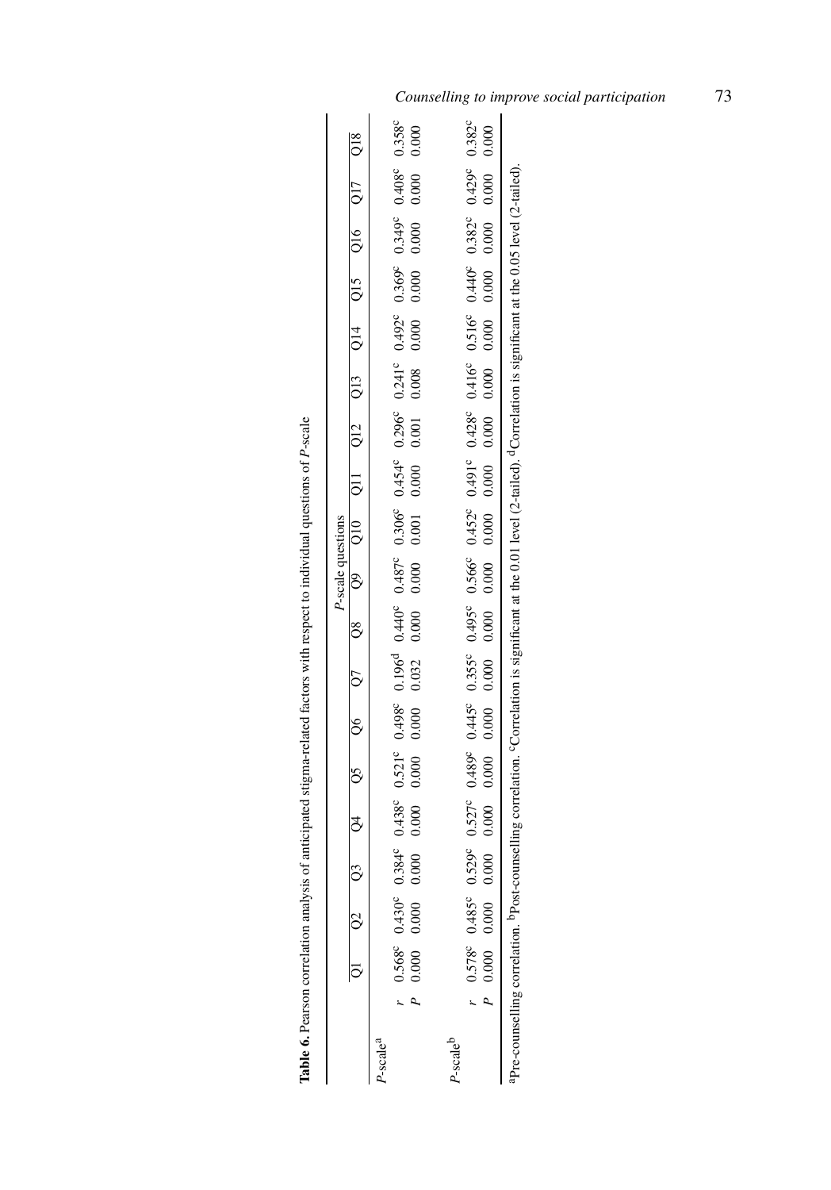**Table 6.** Pearson correlation analysis of anticipated stigma-related factors with respect to individual questions of *P*-scale

| | | *P*-scale questions | | | | | | | | | | | | | | | | | |
|---|---|---|---|---|---|---|---|---|---|---|---|---|---|---|---|---|---|---|---|
| | | Q1 | Q2 | Q3 | Q4 | Q5 | Q6 | Q7 | Q8 | Q9 | Q10 | Q11 | Q12 | Q13 | Q14 | Q15 | Q16 | Q17 | Q18 |
| *P*-scale[a] | *r* | 0.568[c] | 0.430[c] | 0.384[c] | 0.438[c] | 0.521[c] | 0.498[c] | 0.196[d] | 0.440[c] | 0.487[c] | 0.306[c] | 0.454[c] | 0.296[c] | 0.241[c] | 0.492[c] | 0.369[c] | 0.349[c] | 0.408[c] | 0.358[c] |
| | *P* | 0.000 | 0.000 | 0.000 | 0.000 | 0.000 | 0.000 | 0.032 | 0.000 | 0.000 | 0.001 | 0.000 | 0.001 | 0.008 | 0.000 | 0.000 | 0.000 | 0.000 | 0.000 |
| *P*-scale[b] | *r* | 0.578[c] | 0.485[c] | 0.529[c] | 0.527[c] | 0.489[c] | 0.445[c] | 0.355[c] | 0.495[c] | 0.566[c] | 0.452[c] | 0.491[c] | 0.428[c] | 0.416[c] | 0.516[c] | 0.440[c] | 0.382[c] | 0.429[c] | 0.382[c] |
| | *P* | 0.000 | 0.000 | 0.000 | 0.000 | 0.000 | 0.000 | 0.000 | 0.000 | 0.000 | 0.000 | 0.000 | 0.000 | 0.000 | 0.000 | 0.000 | 0.000 | 0.000 | 0.000 |

[a]Pre-counselling correlation. [b]Post-counselling correlation. [c]Correlation is significant at the 0.01 level (2-tailed). [d]Correlation is significant at the 0.05 level (2-tailed).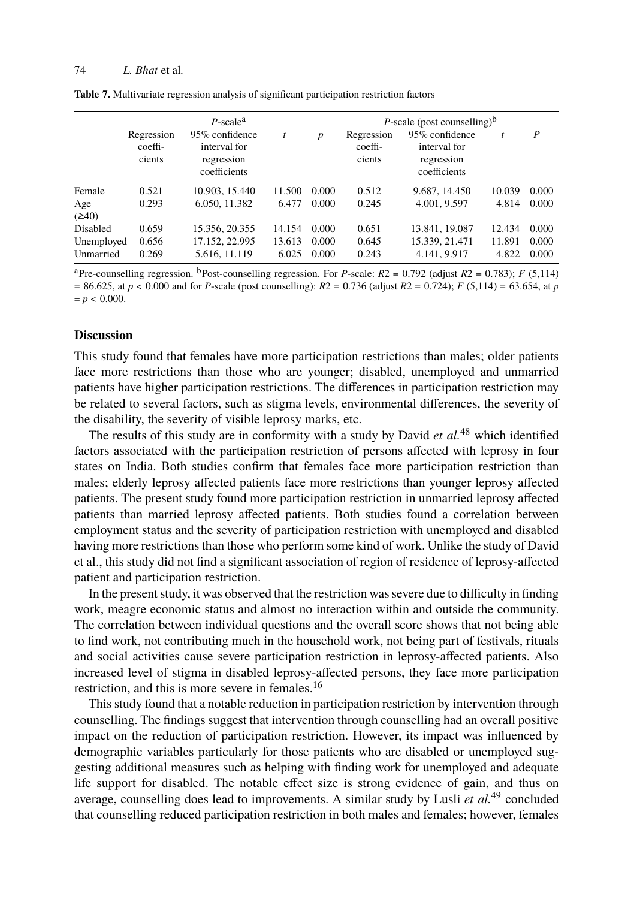**Table 7.** Multivariate regression analysis of significant participation restriction factors

| | *P*-scale[a] | | | | *P*-scale (post counselling)[b] | | | |
|---|---|---|---|---|---|---|---|---|
| | Regression coefficients | 95% confidence interval for regression coefficients | $t$ | $p$ | Regression coefficients | 95% confidence interval for regression coefficients | $t$ | $P$ |
| Female | 0.521 | 10.903, 15.440 | 11.500 | 0.000 | 0.512 | 9.687, 14.450 | 10.039 | 0.000 |
| Age (≥40) | 0.293 | 6.050, 11.382 | 6.477 | 0.000 | 0.245 | 4.001, 9.597 | 4.814 | 0.000 |
| Disabled | 0.659 | 15.356, 20.355 | 14.154 | 0.000 | 0.651 | 13.841, 19.087 | 12.434 | 0.000 |
| Unemployed | 0.656 | 17.152, 22.995 | 13.613 | 0.000 | 0.645 | 15.339, 21.471 | 11.891 | 0.000 |
| Unmarried | 0.269 | 5.616, 11.119 | 6.025 | 0.000 | 0.243 | 4.141, 9.917 | 4.822 | 0.000 |

[a]Pre-counselling regression. [b]Post-counselling regression. For *P*-scale: $R2 = 0.792$ (adjust $R2 = 0.783$); $F$ (5,114) = 86.625, at $p < 0.000$ and for *P*-scale (post counselling): $R2 = 0.736$ (adjust $R2 = 0.724$); $F$ (5,114) = 63.654, at $p = p < 0.000$.

## Discussion

This study found that females have more participation restrictions than males; older patients face more restrictions than those who are younger; disabled, unemployed and unmarried patients have higher participation restrictions. The differences in participation restriction may be related to several factors, such as stigma levels, environmental differences, the severity of the disability, the severity of visible leprosy marks, etc.

The results of this study are in conformity with a study by David *et al.*[48] which identified factors associated with the participation restriction of persons affected with leprosy in four states on India. Both studies confirm that females face more participation restriction than males; elderly leprosy affected patients face more restrictions than younger leprosy affected patients. The present study found more participation restriction in unmarried leprosy affected patients than married leprosy affected patients. Both studies found a correlation between employment status and the severity of participation restriction with unemployed and disabled having more restrictions than those who perform some kind of work. Unlike the study of David et al., this study did not find a significant association of region of residence of leprosy-affected patient and participation restriction.

In the present study, it was observed that the restriction was severe due to difficulty in finding work, meagre economic status and almost no interaction within and outside the community. The correlation between individual questions and the overall score shows that not being able to find work, not contributing much in the household work, not being part of festivals, rituals and social activities cause severe participation restriction in leprosy-affected patients. Also increased level of stigma in disabled leprosy-affected persons, they face more participation restriction, and this is more severe in females.[16]

This study found that a notable reduction in participation restriction by intervention through counselling. The findings suggest that intervention through counselling had an overall positive impact on the reduction of participation restriction. However, its impact was influenced by demographic variables particularly for those patients who are disabled or unemployed suggesting additional measures such as helping with finding work for unemployed and adequate life support for disabled. The notable effect size is strong evidence of gain, and thus on average, counselling does lead to improvements. A similar study by Lusli *et al.*[49] concluded that counselling reduced participation restriction in both males and females; however, females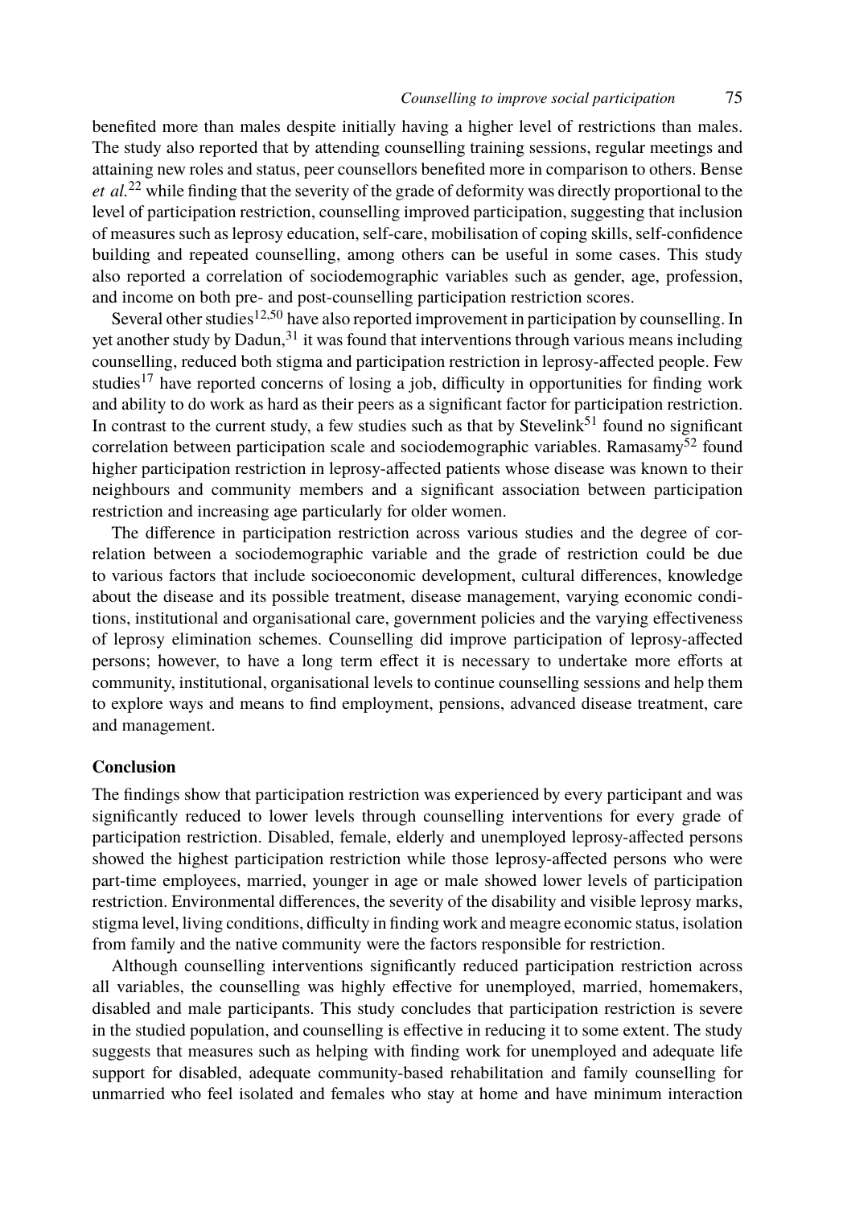benefited more than males despite initially having a higher level of restrictions than males. The study also reported that by attending counselling training sessions, regular meetings and attaining new roles and status, peer counsellors benefited more in comparison to others. Bense *et al.*[22] while finding that the severity of the grade of deformity was directly proportional to the level of participation restriction, counselling improved participation, suggesting that inclusion of measures such as leprosy education, self-care, mobilisation of coping skills, self-confidence building and repeated counselling, among others can be useful in some cases. This study also reported a correlation of sociodemographic variables such as gender, age, profession, and income on both pre- and post-counselling participation restriction scores.

Several other studies[12,50] have also reported improvement in participation by counselling. In yet another study by Dadun,[31] it was found that interventions through various means including counselling, reduced both stigma and participation restriction in leprosy-affected people. Few studies[17] have reported concerns of losing a job, difficulty in opportunities for finding work and ability to do work as hard as their peers as a significant factor for participation restriction. In contrast to the current study, a few studies such as that by Stevelink[51] found no significant correlation between participation scale and sociodemographic variables. Ramasamy[52] found higher participation restriction in leprosy-affected patients whose disease was known to their neighbours and community members and a significant association between participation restriction and increasing age particularly for older women.

The difference in participation restriction across various studies and the degree of correlation between a sociodemographic variable and the grade of restriction could be due to various factors that include socioeconomic development, cultural differences, knowledge about the disease and its possible treatment, disease management, varying economic conditions, institutional and organisational care, government policies and the varying effectiveness of leprosy elimination schemes. Counselling did improve participation of leprosy-affected persons; however, to have a long term effect it is necessary to undertake more efforts at community, institutional, organisational levels to continue counselling sessions and help them to explore ways and means to find employment, pensions, advanced disease treatment, care and management.

## Conclusion

The findings show that participation restriction was experienced by every participant and was significantly reduced to lower levels through counselling interventions for every grade of participation restriction. Disabled, female, elderly and unemployed leprosy-affected persons showed the highest participation restriction while those leprosy-affected persons who were part-time employees, married, younger in age or male showed lower levels of participation restriction. Environmental differences, the severity of the disability and visible leprosy marks, stigma level, living conditions, difficulty in finding work and meagre economic status, isolation from family and the native community were the factors responsible for restriction.

Although counselling interventions significantly reduced participation restriction across all variables, the counselling was highly effective for unemployed, married, homemakers, disabled and male participants. This study concludes that participation restriction is severe in the studied population, and counselling is effective in reducing it to some extent. The study suggests that measures such as helping with finding work for unemployed and adequate life support for disabled, adequate community-based rehabilitation and family counselling for unmarried who feel isolated and females who stay at home and have minimum interaction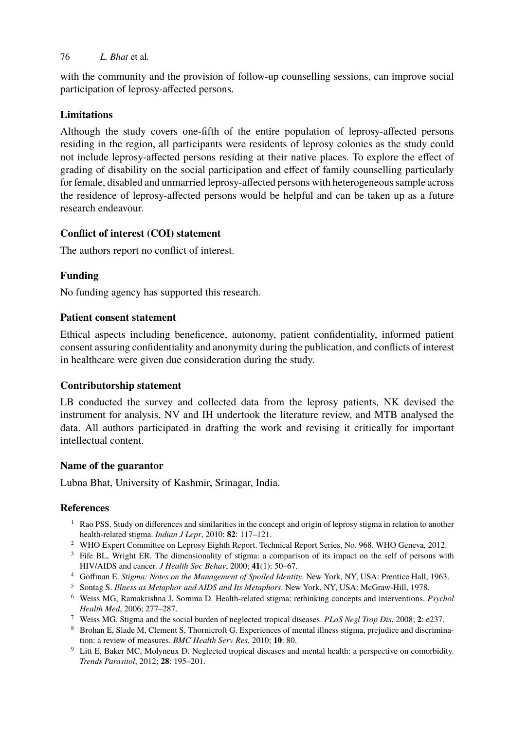with the community and the provision of follow-up counselling sessions, can improve social participation of leprosy-affected persons.

## Limitations

Although the study covers one-fifth of the entire population of leprosy-affected persons residing in the region, all participants were residents of leprosy colonies as the study could not include leprosy-affected persons residing at their native places. To explore the effect of grading of disability on the social participation and effect of family counselling particularly for female, disabled and unmarried leprosy-affected persons with heterogeneous sample across the residence of leprosy-affected persons would be helpful and can be taken up as a future research endeavour.

## Conflict of interest (COI) statement

The authors report no conflict of interest.

## Funding

No funding agency has supported this research.

## Patient consent statement

Ethical aspects including beneficence, autonomy, patient confidentiality, informed patient consent assuring confidentiality and anonymity during the publication, and conflicts of interest in healthcare were given due consideration during the study.

## Contributorship statement

LB conducted the survey and collected data from the leprosy patients, NK devised the instrument for analysis, NV and IH undertook the literature review, and MTB analysed the data. All authors participated in drafting the work and revising it critically for important intellectual content.

## Name of the guarantor

Lubna Bhat, University of Kashmir, Srinagar, India.

## References

1. Rao PSS. Study on differences and similarities in the concept and origin of leprosy stigma in relation to another health-related stigma. *Indian J Lepr*, 2010; **82**: 117–121.
2. WHO Expert Committee on Leprosy Eighth Report. Technical Report Series, No. 968. WHO Geneva, 2012.
3. Fife BL, Wright ER. The dimensionality of stigma: a comparison of its impact on the self of persons with HIV/AIDS and cancer. *J Health Soc Behav*, 2000; **41**(1): 50–67.
4. Goffman E. *Stigma: Notes on the Management of Spoiled Identity*. New York, NY, USA: Prentice Hall, 1963.
5. Sontag S. *Illness as Metaphor and AIDS and Its Metaphors*. New York, NY, USA: McGraw-Hill, 1978.
6. Weiss MG, Ramakrishna J, Somma D. Health-related stigma: rethinking concepts and interventions. *Psychol Health Med*, 2006; 277–287.
7. Weiss MG. Stigma and the social burden of neglected tropical diseases. *PLoS Negl Trop Dis*, 2008; **2**: e237.
8. Brohan E, Slade M, Clement S, Thornicroft G. Experiences of mental illness stigma, prejudice and discrimination: a review of measures. *BMC Health Serv Res*, 2010; **10**: 80.
9. Litt E, Baker MC, Molyneux D. Neglected tropical diseases and mental health: a perspective on comorbidity. *Trends Parasitol*, 2012; **28**: 195–201.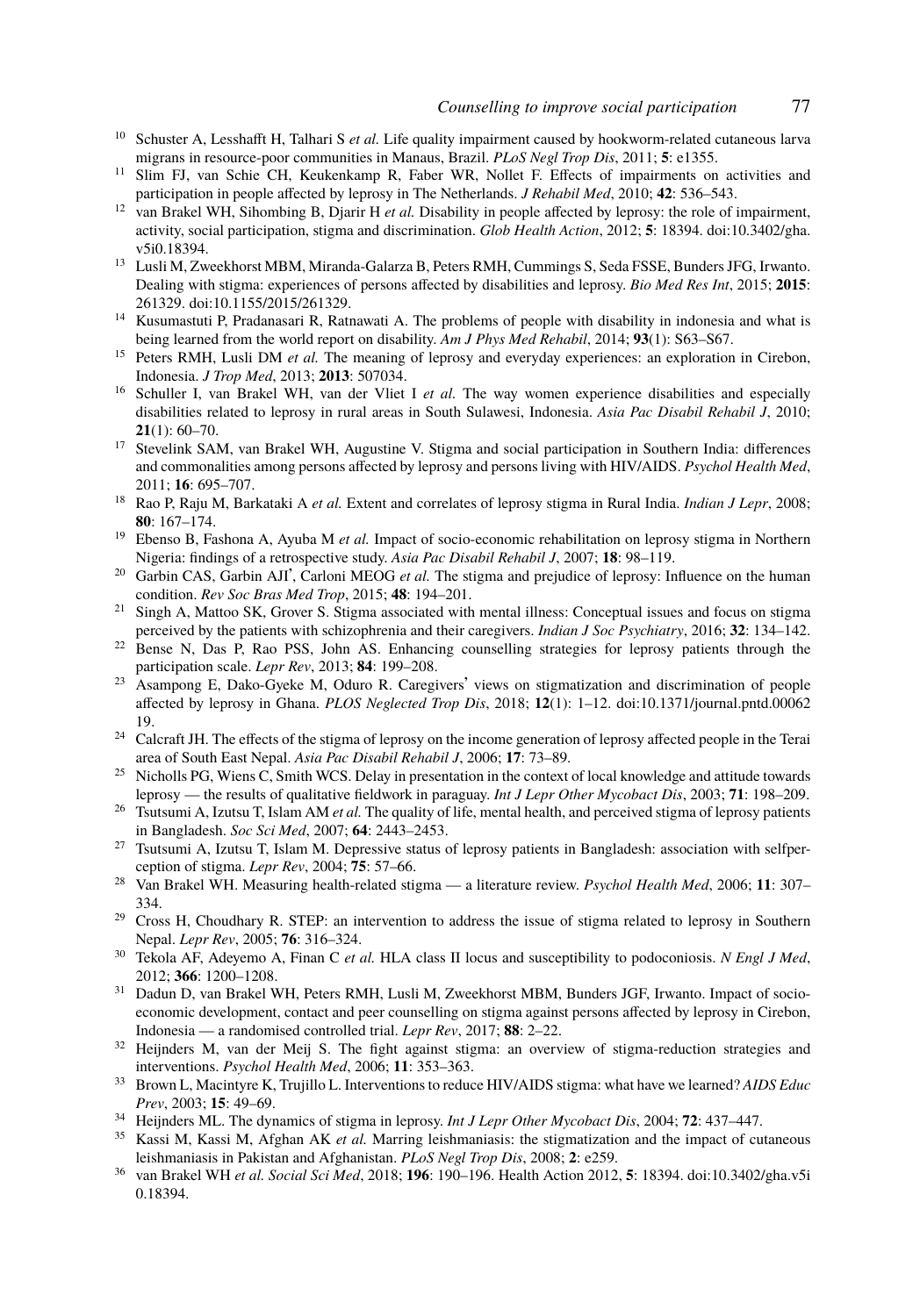10. Schuster A, Lesshafft H, Talhari S *et al.* Life quality impairment caused by hookworm-related cutaneous larva migrans in resource-poor communities in Manaus, Brazil. *PLoS Negl Trop Dis*, 2011; **5**: e1355.
11. Slim FJ, van Schie CH, Keukenkamp R, Faber WR, Nollet F. Effects of impairments on activities and participation in people affected by leprosy in The Netherlands. *J Rehabil Med*, 2010; **42**: 536–543.
12. van Brakel WH, Sihombing B, Djarir H *et al.* Disability in people affected by leprosy: the role of impairment, activity, social participation, stigma and discrimination. *Glob Health Action*, 2012; **5**: 18394. doi:10.3402/gha.v5i0.18394.
13. Lusli M, Zweekhorst MBM, Miranda-Galarza B, Peters RMH, Cummings S, Seda FSSE, Bunders JFG, Irwanto. Dealing with stigma: experiences of persons affected by disabilities and leprosy. *Bio Med Res Int*, 2015; **2015**: 261329. doi:10.1155/2015/261329.
14. Kusumastuti P, Pradanasari R, Ratnawati A. The problems of people with disability in indonesia and what is being learned from the world report on disability. *Am J Phys Med Rehabil*, 2014; **93**(1): S63–S67.
15. Peters RMH, Lusli DM *et al.* The meaning of leprosy and everyday experiences: an exploration in Cirebon, Indonesia. *J Trop Med*, 2013; **2013**: 507034.
16. Schuller I, van Brakel WH, van der Vliet I *et al.* The way women experience disabilities and especially disabilities related to leprosy in rural areas in South Sulawesi, Indonesia. *Asia Pac Disabil Rehabil J*, 2010; **21**(1): 60–70.
17. Stevelink SAM, van Brakel WH, Augustine V. Stigma and social participation in Southern India: differences and commonalities among persons affected by leprosy and persons living with HIV/AIDS. *Psychol Health Med*, 2011; **16**: 695–707.
18. Rao P, Raju M, Barkataki A *et al.* Extent and correlates of leprosy stigma in Rural India. *Indian J Lepr*, 2008; **80**: 167–174.
19. Ebenso B, Fashona A, Ayuba M *et al.* Impact of socio-economic rehabilitation on leprosy stigma in Northern Nigeria: findings of a retrospective study. *Asia Pac Disabil Rehabil J*, 2007; **18**: 98–119.
20. Garbin CAS, Garbin AJI', Carloni MEOG *et al.* The stigma and prejudice of leprosy: Influence on the human condition. *Rev Soc Bras Med Trop*, 2015; **48**: 194–201.
21. Singh A, Mattoo SK, Grover S. Stigma associated with mental illness: Conceptual issues and focus on stigma perceived by the patients with schizophrenia and their caregivers. *Indian J Soc Psychiatry*, 2016; **32**: 134–142.
22. Bense N, Das P, Rao PSS, John AS. Enhancing counselling strategies for leprosy patients through the participation scale. *Lepr Rev*, 2013; **84**: 199–208.
23. Asampong E, Dako-Gyeke M, Oduro R. Caregivers' views on stigmatization and discrimination of people affected by leprosy in Ghana. *PLOS Neglected Trop Dis*, 2018; **12**(1): 1–12. doi:10.1371/journal.pntd.0006219.
24. Calcraft JH. The effects of the stigma of leprosy on the income generation of leprosy affected people in the Terai area of South East Nepal. *Asia Pac Disabil Rehabil J*, 2006; **17**: 73–89.
25. Nicholls PG, Wiens C, Smith WCS. Delay in presentation in the context of local knowledge and attitude towards leprosy — the results of qualitative fieldwork in paraguay. *Int J Lepr Other Mycobact Dis*, 2003; **71**: 198–209.
26. Tsutsumi A, Izutsu T, Islam AM *et al.* The quality of life, mental health, and perceived stigma of leprosy patients in Bangladesh. *Soc Sci Med*, 2007; **64**: 2443–2453.
27. Tsutsumi A, Izutsu T, Islam M. Depressive status of leprosy patients in Bangladesh: association with selfperception of stigma. *Lepr Rev*, 2004; **75**: 57–66.
28. Van Brakel WH. Measuring health-related stigma — a literature review. *Psychol Health Med*, 2006; **11**: 307–334.
29. Cross H, Choudhary R. STEP: an intervention to address the issue of stigma related to leprosy in Southern Nepal. *Lepr Rev*, 2005; **76**: 316–324.
30. Tekola AF, Adeyemo A, Finan C *et al.* HLA class II locus and susceptibility to podoconiosis. *N Engl J Med*, 2012; **366**: 1200–1208.
31. Dadun D, van Brakel WH, Peters RMH, Lusli M, Zweekhorst MBM, Bunders JGF, Irwanto. Impact of socio-economic development, contact and peer counselling on stigma against persons affected by leprosy in Cirebon, Indonesia — a randomised controlled trial. *Lepr Rev*, 2017; **88**: 2–22.
32. Heijnders M, van der Meij S. The fight against stigma: an overview of stigma-reduction strategies and interventions. *Psychol Health Med*, 2006; **11**: 353–363.
33. Brown L, Macintyre K, Trujillo L. Interventions to reduce HIV/AIDS stigma: what have we learned? *AIDS Educ Prev*, 2003; **15**: 49–69.
34. Heijnders ML. The dynamics of stigma in leprosy. *Int J Lepr Other Mycobact Dis*, 2004; **72**: 437–447.
35. Kassi M, Kassi M, Afghan AK *et al.* Marring leishmaniasis: the stigmatization and the impact of cutaneous leishmaniasis in Pakistan and Afghanistan. *PLoS Negl Trop Dis*, 2008; **2**: e259.
36. van Brakel WH *et al. Social Sci Med*, 2018; **196**: 190–196. Health Action 2012, **5**: 18394. doi:10.3402/gha.v5i0.18394.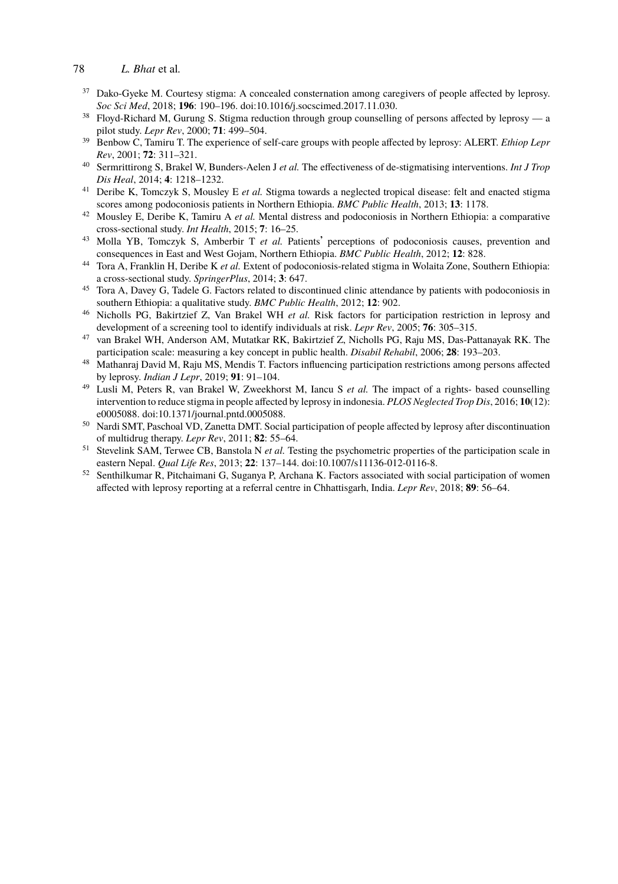[37] Dako-Gyeke M. Courtesy stigma: A concealed consternation among caregivers of people affected by leprosy. *Soc Sci Med*, 2018; **196**: 190–196. doi:10.1016/j.socscimed.2017.11.030.

[38] Floyd-Richard M, Gurung S. Stigma reduction through group counselling of persons affected by leprosy — a pilot study. *Lepr Rev*, 2000; **71**: 499–504.

[39] Benbow C, Tamiru T. The experience of self-care groups with people affected by leprosy: ALERT. *Ethiop Lepr Rev*, 2001; **72**: 311–321.

[40] Sermrittirong S, Brakel W, Bunders-Aelen J *et al.* The effectiveness of de-stigmatising interventions. *Int J Trop Dis Heal*, 2014; **4**: 1218–1232.

[41] Deribe K, Tomczyk S, Mousley E *et al.* Stigma towards a neglected tropical disease: felt and enacted stigma scores among podoconiosis patients in Northern Ethiopia. *BMC Public Health*, 2013; **13**: 1178.

[42] Mousley E, Deribe K, Tamiru A *et al.* Mental distress and podoconiosis in Northern Ethiopia: a comparative cross-sectional study. *Int Health*, 2015; **7**: 16–25.

[43] Molla YB, Tomczyk S, Amberbir T *et al.* Patients' perceptions of podoconiosis causes, prevention and consequences in East and West Gojam, Northern Ethiopia. *BMC Public Health*, 2012; **12**: 828.

[44] Tora A, Franklin H, Deribe K *et al.* Extent of podoconiosis-related stigma in Wolaita Zone, Southern Ethiopia: a cross-sectional study. *SpringerPlus*, 2014; **3**: 647.

[45] Tora A, Davey G, Tadele G. Factors related to discontinued clinic attendance by patients with podoconiosis in southern Ethiopia: a qualitative study. *BMC Public Health*, 2012; **12**: 902.

[46] Nicholls PG, Bakirtzief Z, Van Brakel WH *et al.* Risk factors for participation restriction in leprosy and development of a screening tool to identify individuals at risk. *Lepr Rev*, 2005; **76**: 305–315.

[47] van Brakel WH, Anderson AM, Mutatkar RK, Bakirtzief Z, Nicholls PG, Raju MS, Das-Pattanayak RK. The participation scale: measuring a key concept in public health. *Disabil Rehabil*, 2006; **28**: 193–203.

[48] Mathanraj David M, Raju MS, Mendis T. Factors influencing participation restrictions among persons affected by leprosy. *Indian J Lepr*, 2019; **91**: 91–104.

[49] Lusli M, Peters R, van Brakel W, Zweekhorst M, Iancu S *et al.* The impact of a rights- based counselling intervention to reduce stigma in people affected by leprosy in indonesia. *PLOS Neglected Trop Dis*, 2016; **10**(12): e0005088. doi:10.1371/journal.pntd.0005088.

[50] Nardi SMT, Paschoal VD, Zanetta DMT. Social participation of people affected by leprosy after discontinuation of multidrug therapy. *Lepr Rev*, 2011; **82**: 55–64.

[51] Stevelink SAM, Terwee CB, Banstola N *et al.* Testing the psychometric properties of the participation scale in eastern Nepal. *Qual Life Res*, 2013; **22**: 137–144. doi:10.1007/s11136-012-0116-8.

[52] Senthilkumar R, Pitchaimani G, Suganya P, Archana K. Factors associated with social participation of women affected with leprosy reporting at a referral centre in Chhattisgarh, India. *Lepr Rev*, 2018; **89**: 56–64.